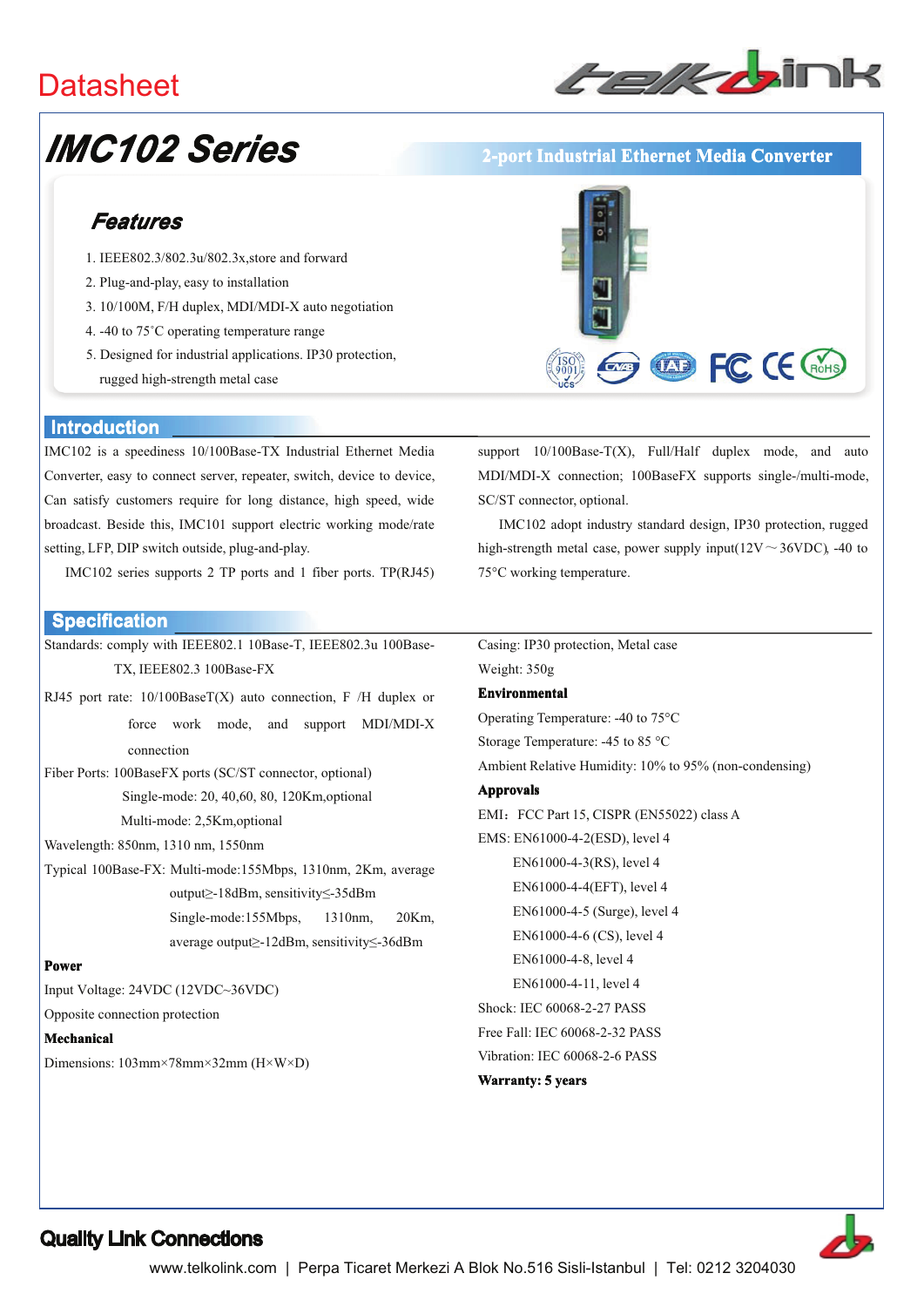Datasheet

# IMC102 Series

**2-port Industrial Ethernet Media Converter**

## Features

1. IEEE802.3/802.3u/802.3x,store and forward
2. Plug-and-play, easy to installation
3. 10/100M, F/H duplex, MDI/MDI-X auto negotiation
4. -40 to 75˚C operating temperature range
5. Designed for industrial applications. IP30 protection, rugged high-strength metal case

## Introduction

IMC102 is a speediness 10/100Base-TX Industrial Ethernet Media Converter, easy to connect server, repeater, switch, device to device, Can satisfy customers require for long distance, high speed, wide broadcast. Beside this, IMC101 support electric working mode/rate setting, LFP, DIP switch outside, plug-and-play.

IMC102 series supports 2 TP ports and 1 fiber ports. TP(RJ45) support 10/100Base-T(X), Full/Half duplex mode, and auto MDI/MDI-X connection; 100BaseFX supports single-/multi-mode, SC/ST connector, optional.

IMC102 adopt industry standard design, IP30 protection, rugged high-strength metal case, power supply input(12V～36VDC), -40 to 75°C working temperature.

## Specification

Standards: comply with IEEE802.1 10Base-T, IEEE802.3u 100Base-TX, IEEE802.3 100Base-FX

RJ45 port rate: 10/100BaseT(X) auto connection, F /H duplex or force work mode, and support MDI/MDI-X connection

Fiber Ports: 100BaseFX ports (SC/ST connector, optional)
Single-mode: 20, 40,60, 80, 120Km,optional
Multi-mode: 2,5Km,optional

Wavelength: 850nm, 1310 nm, 1550nm

Typical 100Base-FX: Multi-mode:155Mbps, 1310nm, 2Km, average output≥-18dBm, sensitivity≤-35dBm
Single-mode:155Mbps, 1310nm, 20Km, average output≥-12dBm, sensitivity≤-36dBm

**Power**

Input Voltage: 24VDC (12VDC~36VDC)

Opposite connection protection

**Mechanical**

Dimensions: 103mm×78mm×32mm (H×W×D)

Casing: IP30 protection, Metal case

Weight: 350g

**Environmental**

Operating Temperature: -40 to 75°C

Storage Temperature: -45 to 85 °C

Ambient Relative Humidity: 10% to 95% (non-condensing)

**Approvals**

EMI：FCC Part 15, CISPR (EN55022) class A

EMS: EN61000-4-2(ESD), level 4
EN61000-4-3(RS), level 4
EN61000-4-4(EFT), level 4
EN61000-4-5 (Surge), level 4
EN61000-4-6 (CS), level 4
EN61000-4-8, level 4
EN61000-4-11, level 4

Shock: IEC 60068-2-27 PASS

Free Fall: IEC 60068-2-32 PASS

Vibration: IEC 60068-2-6 PASS

**Warranty: 5 years**

**Quality Link Connections**

www.telkolink.com | Perpa Ticaret Merkezi A Blok No.516 Sisli-Istanbul | Tel: 0212 3204030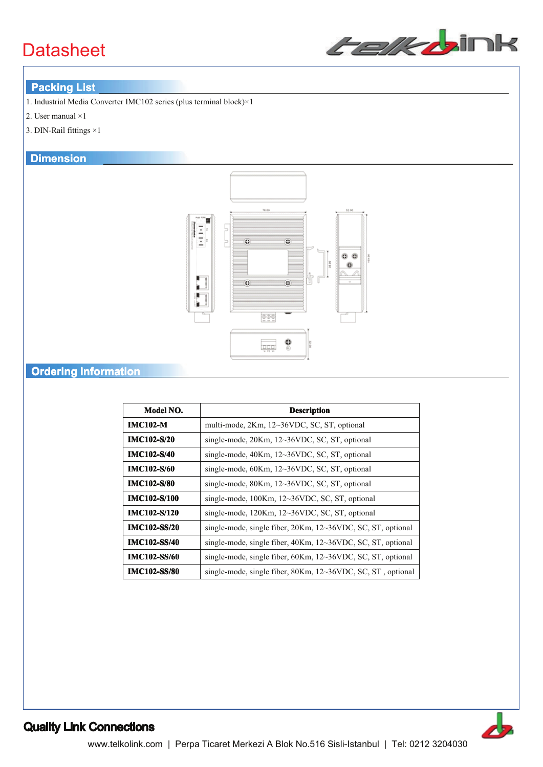## Packing List

1. Industrial Media Converter IMC102 series (plus terminal block)×1
2. User manual ×1
3. DIN-Rail fittings ×1

## Dimension

## Ordering Information

| Model NO. | Description |
|---|---|
| **IMC102-M** | multi-mode, 2Km, 12~36VDC, SC, ST, optional |
| **IMC102-S/20** | single-mode, 20Km, 12~36VDC, SC, ST, optional |
| **IMC102-S/40** | single-mode, 40Km, 12~36VDC, SC, ST, optional |
| **IMC102-S/60** | single-mode, 60Km, 12~36VDC, SC, ST, optional |
| **IMC102-S/80** | single-mode, 80Km, 12~36VDC, SC, ST, optional |
| **IMC102-S/100** | single-mode, 100Km, 12~36VDC, SC, ST, optional |
| **IMC102-S/120** | single-mode, 120Km, 12~36VDC, SC, ST, optional |
| **IMC102-SS/20** | single-mode, single fiber, 20Km, 12~36VDC, SC, ST, optional |
| **IMC102-SS/40** | single-mode, single fiber, 40Km, 12~36VDC, SC, ST, optional |
| **IMC102-SS/60** | single-mode, single fiber, 60Km, 12~36VDC, SC, ST, optional |
| **IMC102-SS/80** | single-mode, single fiber, 80Km, 12~36VDC, SC, ST , optional |